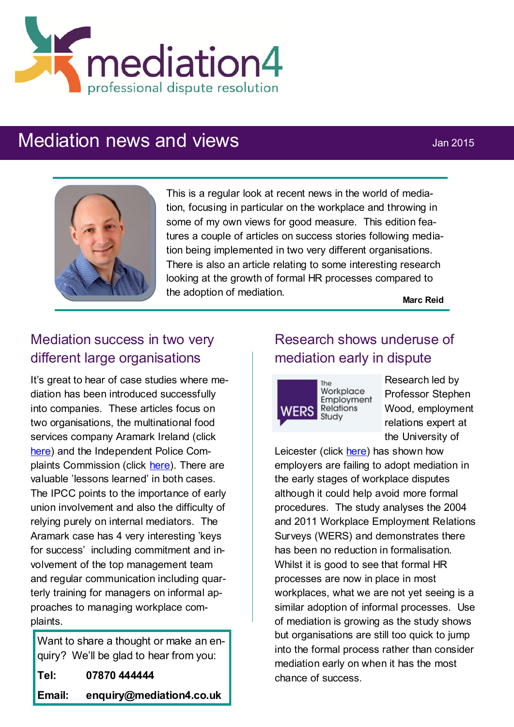# mediation4

professional dispute resolution

## Mediation news and views

Jan 2015

This is a regular look at recent news in the world of mediation, focusing in particular on the workplace and throwing in some of my own views for good measure. This edition features a couple of articles on success stories following mediation being implemented in two very different organisations. There is also an article relating to some interesting research looking at the growth of formal HR processes compared to the adoption of mediation.

**Marc Reid**

### Mediation success in two very different large organisations

It's great to hear of case studies where mediation has been introduced successfully into companies. These articles focus on two organisations, the multinational food services company Aramark Ireland (click here) and the Independent Police Complaints Commission (click here). There are valuable 'lessons learned' in both cases. The IPCC points to the importance of early union involvement and also the difficulty of relying purely on internal mediators. The Aramark case has 4 very interesting 'keys for success' including commitment and involvement of the top management team and regular communication including quarterly training for managers on informal approaches to managing workplace complaints.

Want to share a thought or make an enquiry? We'll be glad to hear from you:

**Tel:** **07870 444444**

**Email:** **enquiry@mediation4.co.uk**

### Research shows underuse of mediation early in dispute

WERS The Workplace Employment Relations Study

Research led by Professor Stephen Wood, employment relations expert at the University of Leicester (click here) has shown how employers are failing to adopt mediation in the early stages of workplace disputes although it could help avoid more formal procedures. The study analyses the 2004 and 2011 Workplace Employment Relations Surveys (WERS) and demonstrates there has been no reduction in formalisation. Whilst it is good to see that formal HR processes are now in place in most workplaces, what we are not yet seeing is a similar adoption of informal processes. Use of mediation is growing as the study shows but organisations are still too quick to jump into the formal process rather than consider mediation early on when it has the most chance of success.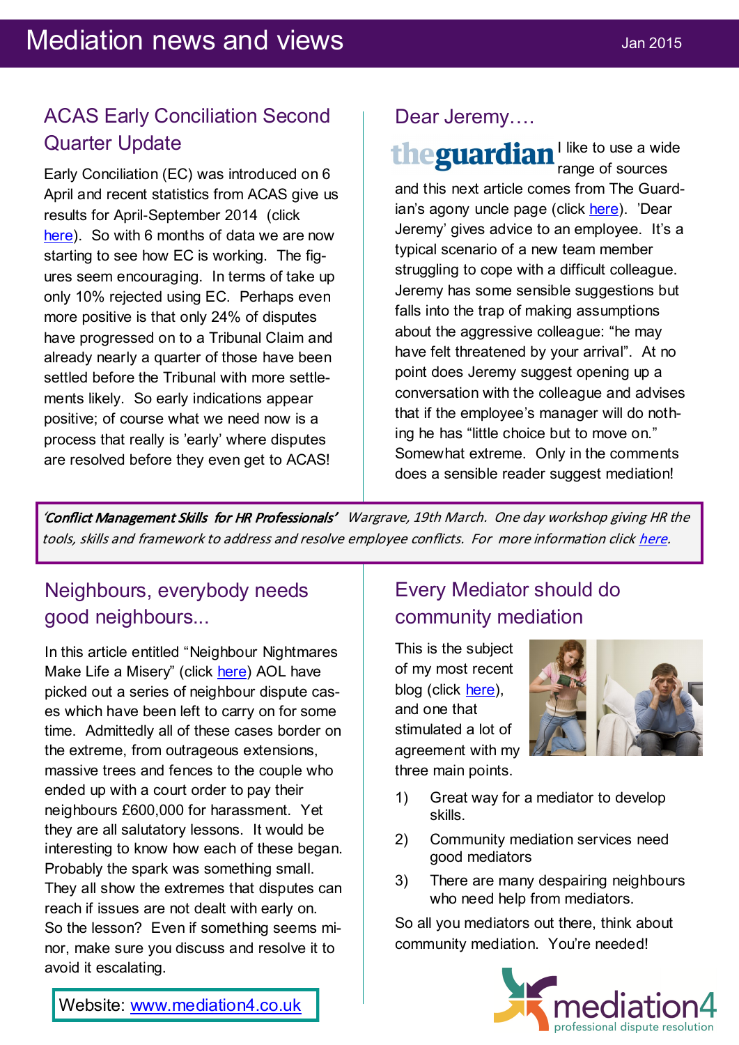# Mediation news and views

Jan 2015

## ACAS Early Conciliation Second Quarter Update

Early Conciliation (EC) was introduced on 6 April and recent statistics from ACAS give us results for April-September 2014 (click here). So with 6 months of data we are now starting to see how EC is working. The figures seem encouraging. In terms of take up only 10% rejected using EC. Perhaps even more positive is that only 24% of disputes have progressed on to a Tribunal Claim and already nearly a quarter of those have been settled before the Tribunal with more settlements likely. So early indications appear positive; of course what we need now is a process that really is 'early' where disputes are resolved before they even get to ACAS!

## Dear Jeremy….

theguardian I like to use a wide range of sources and this next article comes from The Guardian's agony uncle page (click here). 'Dear Jeremy' gives advice to an employee. It's a typical scenario of a new team member struggling to cope with a difficult colleague. Jeremy has some sensible suggestions but falls into the trap of making assumptions about the aggressive colleague: "he may have felt threatened by your arrival". At no point does Jeremy suggest opening up a conversation with the colleague and advises that if the employee's manager will do nothing he has "little choice but to move on." Somewhat extreme. Only in the comments does a sensible reader suggest mediation!

*'**Conflict Management Skills for HR Professionals'** Wargrave, 19th March. One day workshop giving HR the tools, skills and framework to address and resolve employee conflicts. For more information click here.*

## Neighbours, everybody needs good neighbours...

In this article entitled "Neighbour Nightmares Make Life a Misery" (click here) AOL have picked out a series of neighbour dispute cases which have been left to carry on for some time. Admittedly all of these cases border on the extreme, from outrageous extensions, massive trees and fences to the couple who ended up with a court order to pay their neighbours £600,000 for harassment. Yet they are all salutatory lessons. It would be interesting to know how each of these began. Probably the spark was something small. They all show the extremes that disputes can reach if issues are not dealt with early on. So the lesson? Even if something seems minor, make sure you discuss and resolve it to avoid it escalating.

Website: www.mediation4.co.uk

## Every Mediator should do community mediation

This is the subject of my most recent blog (click here), and one that stimulated a lot of agreement with my three main points.

1) Great way for a mediator to develop skills.
2) Community mediation services need good mediators
3) There are many despairing neighbours who need help from mediators.

So all you mediators out there, think about community mediation. You're needed!

mediation4 professional dispute resolution